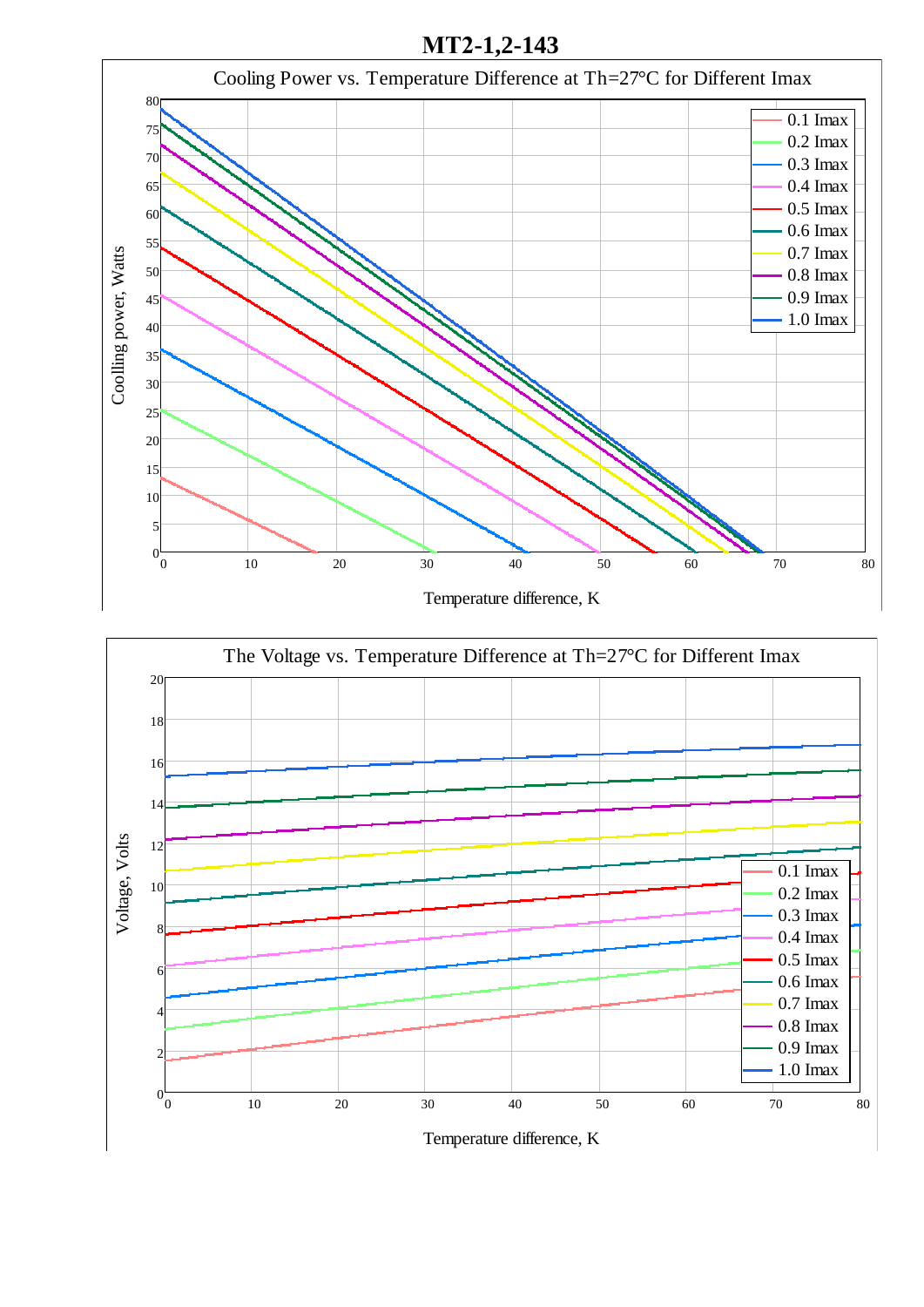# MT2-1,2-143

Cooling Power vs. Temperature Difference at Th=27°C for Different Imax

The Voltage vs. Temperature Difference at Th=27°C for Different Imax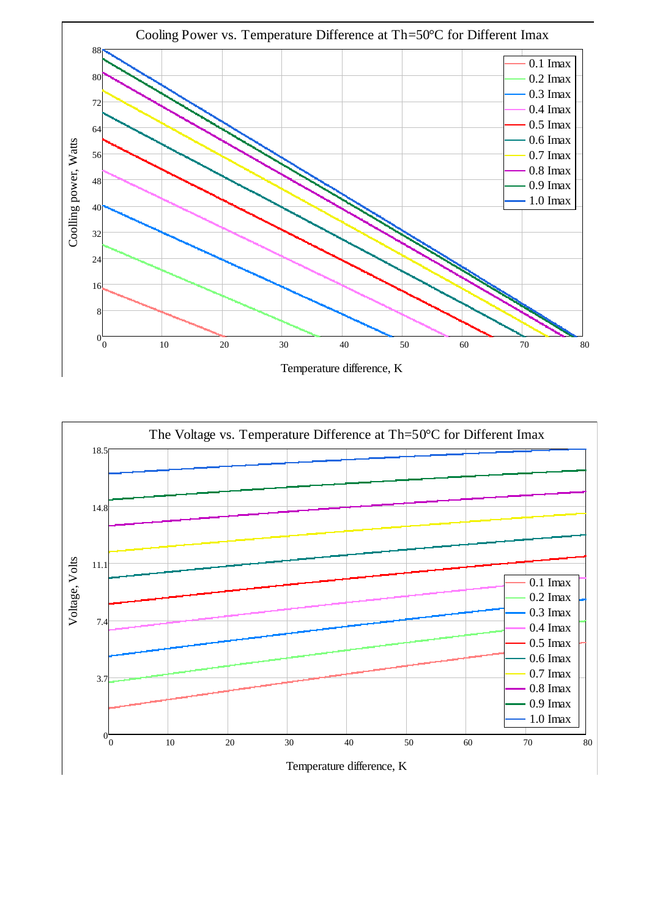Cooling Power vs. Temperature Difference at Th=50°C for Different Imax

Coolling power, Watts

0
8
16
24
32
40
48
56
64
72
80
88

0
10
20
30
40
50
60
70
80

Temperature difference, K

0.1 Imax
0.2 Imax
0.3 Imax
0.4 Imax
0.5 Imax
0.6 Imax
0.7 Imax
0.8 Imax
0.9 Imax
1.0 Imax

The Voltage vs. Temperature Difference at Th=50°C for Different Imax

Voltage, Volts

0
3.7
7.4
11.1
14.8
18.5

0
10
20
30
40
50
60
70
80

Temperature difference, K

0.1 Imax
0.2 Imax
0.3 Imax
0.4 Imax
0.5 Imax
0.6 Imax
0.7 Imax
0.8 Imax
0.9 Imax
1.0 Imax